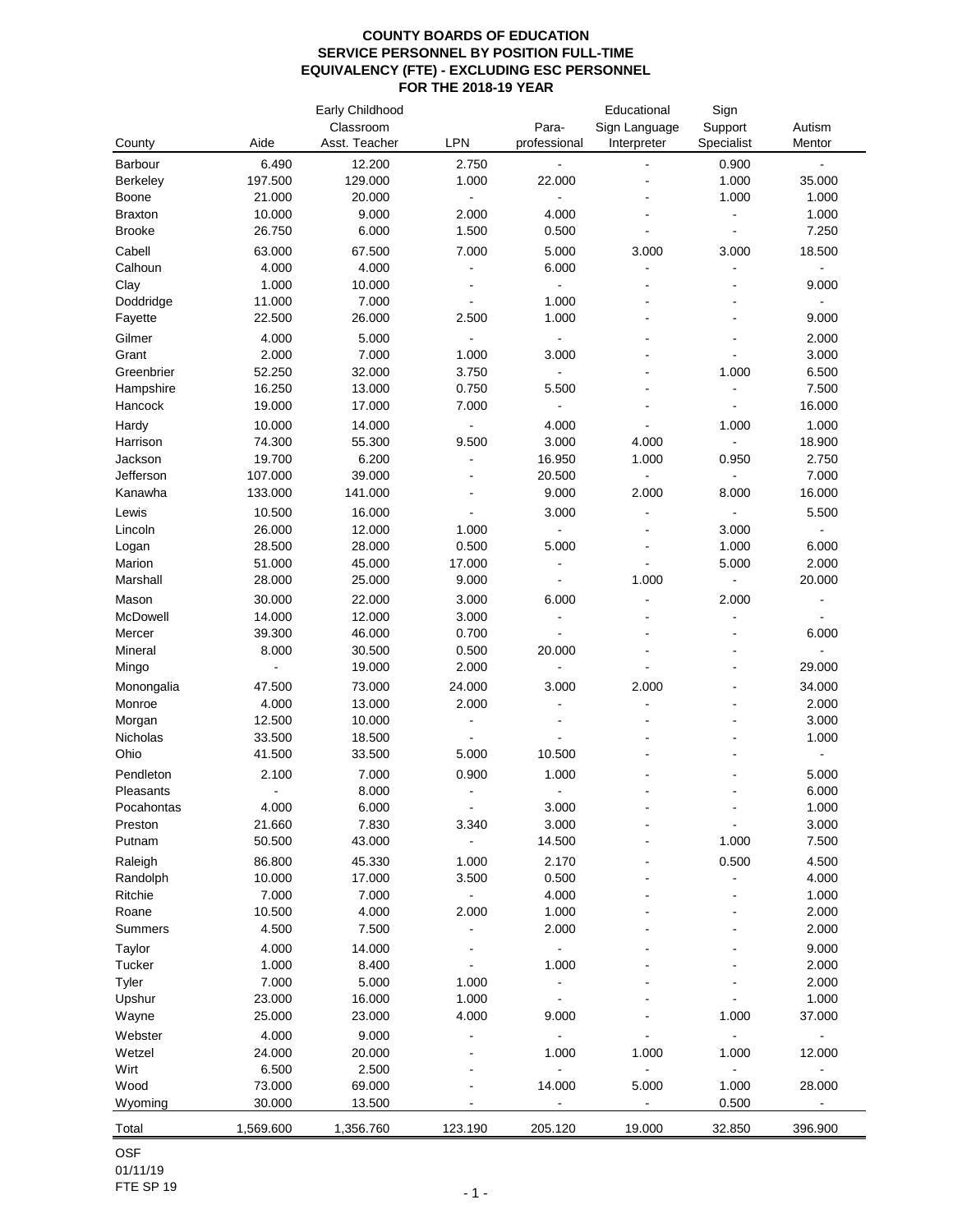**COUNTY BOARDS OF EDUCATION**
**SERVICE PERSONNEL BY POSITION FULL-TIME**
**EQUIVALENCY (FTE) - EXCLUDING ESC PERSONNEL**
**FOR THE 2018-19 YEAR**

| County | Aide | Early Childhood Classroom Asst. Teacher | LPN | Para-professional | Educational Sign Language Interpreter | Sign Support Specialist | Autism Mentor |
|---|---|---|---|---|---|---|---|
| Barbour | 6.490 | 12.200 | 2.750 | - | - | 0.900 | - |
| Berkeley | 197.500 | 129.000 | 1.000 | 22.000 | - | 1.000 | 35.000 |
| Boone | 21.000 | 20.000 | - | - | - | 1.000 | 1.000 |
| Braxton | 10.000 | 9.000 | 2.000 | 4.000 | - | - | 1.000 |
| Brooke | 26.750 | 6.000 | 1.500 | 0.500 | - | - | 7.250 |
| Cabell | 63.000 | 67.500 | 7.000 | 5.000 | 3.000 | 3.000 | 18.500 |
| Calhoun | 4.000 | 4.000 | - | 6.000 | - | - | - |
| Clay | 1.000 | 10.000 | - | - | - | - | 9.000 |
| Doddridge | 11.000 | 7.000 | - | 1.000 | - | - | - |
| Fayette | 22.500 | 26.000 | 2.500 | 1.000 | - | - | 9.000 |
| Gilmer | 4.000 | 5.000 | - | - | - | - | 2.000 |
| Grant | 2.000 | 7.000 | 1.000 | 3.000 | - | - | 3.000 |
| Greenbrier | 52.250 | 32.000 | 3.750 | - | - | 1.000 | 6.500 |
| Hampshire | 16.250 | 13.000 | 0.750 | 5.500 | - | - | 7.500 |
| Hancock | 19.000 | 17.000 | 7.000 | - | - | - | 16.000 |
| Hardy | 10.000 | 14.000 | - | 4.000 | - | 1.000 | 1.000 |
| Harrison | 74.300 | 55.300 | 9.500 | 3.000 | 4.000 | - | 18.900 |
| Jackson | 19.700 | 6.200 | - | 16.950 | 1.000 | 0.950 | 2.750 |
| Jefferson | 107.000 | 39.000 | - | 20.500 | - | - | 7.000 |
| Kanawha | 133.000 | 141.000 | - | 9.000 | 2.000 | 8.000 | 16.000 |
| Lewis | 10.500 | 16.000 | - | 3.000 | - | - | 5.500 |
| Lincoln | 26.000 | 12.000 | 1.000 | - | - | 3.000 | - |
| Logan | 28.500 | 28.000 | 0.500 | 5.000 | - | 1.000 | 6.000 |
| Marion | 51.000 | 45.000 | 17.000 | - | - | 5.000 | 2.000 |
| Marshall | 28.000 | 25.000 | 9.000 | - | 1.000 | - | 20.000 |
| Mason | 30.000 | 22.000 | 3.000 | 6.000 | - | 2.000 | - |
| McDowell | 14.000 | 12.000 | 3.000 | - | - | - | - |
| Mercer | 39.300 | 46.000 | 0.700 | - | - | - | 6.000 |
| Mineral | 8.000 | 30.500 | 0.500 | 20.000 | - | - | - |
| Mingo | - | 19.000 | 2.000 | - | - | - | 29.000 |
| Monongalia | 47.500 | 73.000 | 24.000 | 3.000 | 2.000 | - | 34.000 |
| Monroe | 4.000 | 13.000 | 2.000 | - | - | - | 2.000 |
| Morgan | 12.500 | 10.000 | - | - | - | - | 3.000 |
| Nicholas | 33.500 | 18.500 | - | - | - | - | 1.000 |
| Ohio | 41.500 | 33.500 | 5.000 | 10.500 | - | - | - |
| Pendleton | 2.100 | 7.000 | 0.900 | 1.000 | - | - | 5.000 |
| Pleasants | - | 8.000 | - | - | - | - | 6.000 |
| Pocahontas | 4.000 | 6.000 | - | 3.000 | - | - | 1.000 |
| Preston | 21.660 | 7.830 | 3.340 | 3.000 | - | - | 3.000 |
| Putnam | 50.500 | 43.000 | - | 14.500 | - | 1.000 | 7.500 |
| Raleigh | 86.800 | 45.330 | 1.000 | 2.170 | - | 0.500 | 4.500 |
| Randolph | 10.000 | 17.000 | 3.500 | 0.500 | - | - | 4.000 |
| Ritchie | 7.000 | 7.000 | - | 4.000 | - | - | 1.000 |
| Roane | 10.500 | 4.000 | 2.000 | 1.000 | - | - | 2.000 |
| Summers | 4.500 | 7.500 | - | 2.000 | - | - | 2.000 |
| Taylor | 4.000 | 14.000 | - | - | - | - | 9.000 |
| Tucker | 1.000 | 8.400 | - | 1.000 | - | - | 2.000 |
| Tyler | 7.000 | 5.000 | 1.000 | - | - | - | 2.000 |
| Upshur | 23.000 | 16.000 | 1.000 | - | - | - | 1.000 |
| Wayne | 25.000 | 23.000 | 4.000 | 9.000 | - | 1.000 | 37.000 |
| Webster | 4.000 | 9.000 | - | - | - | - | - |
| Wetzel | 24.000 | 20.000 | - | 1.000 | 1.000 | 1.000 | 12.000 |
| Wirt | 6.500 | 2.500 | - | - | - | - | - |
| Wood | 73.000 | 69.000 | - | 14.000 | 5.000 | 1.000 | 28.000 |
| Wyoming | 30.000 | 13.500 | - | - | - | 0.500 | - |
| Total | 1,569.600 | 1,356.760 | 123.190 | 205.120 | 19.000 | 32.850 | 396.900 |

OSF
01/11/19
FTE SP 19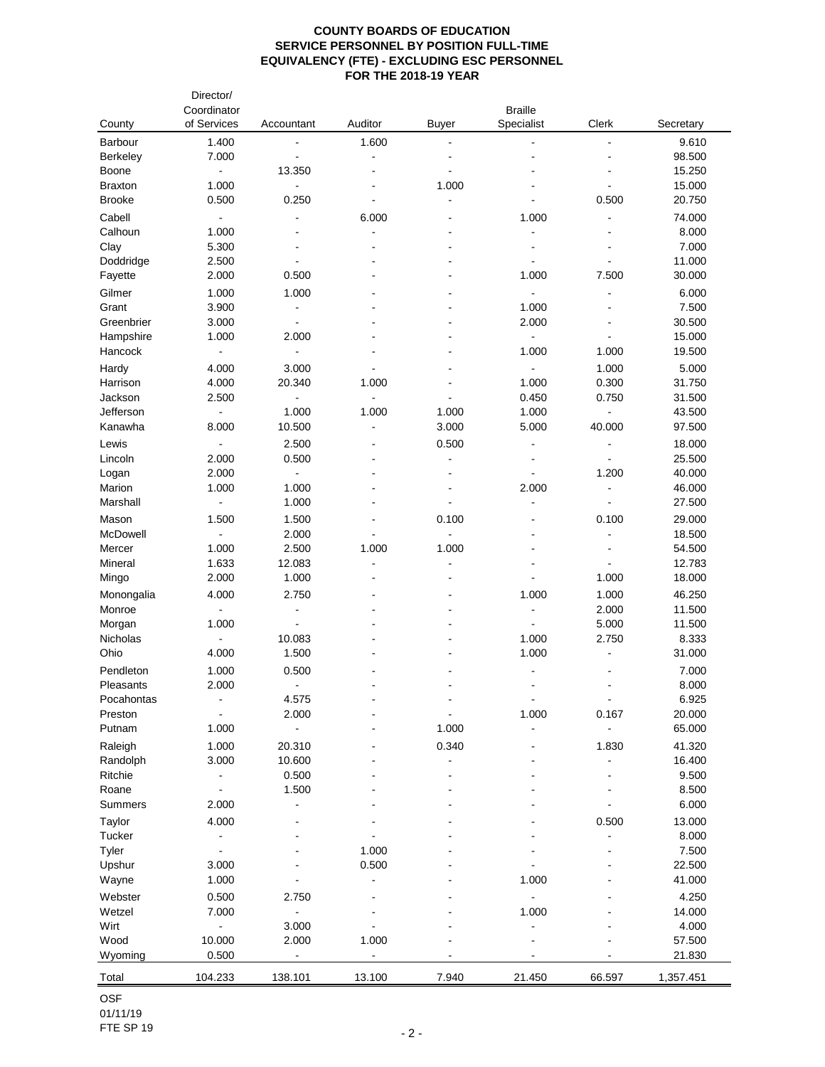# COUNTY BOARDS OF EDUCATION
## SERVICE PERSONNEL BY POSITION FULL-TIME EQUIVALENCY (FTE) - EXCLUDING ESC PERSONNEL
## FOR THE 2018-19 YEAR

| County | Director/ Coordinator of Services | Accountant | Auditor | Buyer | Braille Specialist | Clerk | Secretary |
|---|---|---|---|---|---|---|---|
| Barbour | 1.400 | - | 1.600 | - | - | - | 9.610 |
| Berkeley | 7.000 | - | - | - | - | - | 98.500 |
| Boone | - | 13.350 | - | - | - | - | 15.250 |
| Braxton | 1.000 | - | - | 1.000 | - | - | 15.000 |
| Brooke | 0.500 | 0.250 | - | - | - | 0.500 | 20.750 |
| Cabell | - | - | 6.000 | - | 1.000 | - | 74.000 |
| Calhoun | 1.000 | - | - | - | - | - | 8.000 |
| Clay | 5.300 | - | - | - | - | - | 7.000 |
| Doddridge | 2.500 | - | - | - | - | - | 11.000 |
| Fayette | 2.000 | 0.500 | - | - | 1.000 | 7.500 | 30.000 |
| Gilmer | 1.000 | 1.000 | - | - | - | - | 6.000 |
| Grant | 3.900 | - | - | - | 1.000 | - | 7.500 |
| Greenbrier | 3.000 | - | - | - | 2.000 | - | 30.500 |
| Hampshire | 1.000 | 2.000 | - | - | - | - | 15.000 |
| Hancock | - | - | - | - | 1.000 | 1.000 | 19.500 |
| Hardy | 4.000 | 3.000 | - | - | - | 1.000 | 5.000 |
| Harrison | 4.000 | 20.340 | 1.000 | - | 1.000 | 0.300 | 31.750 |
| Jackson | 2.500 | - | - | - | 0.450 | 0.750 | 31.500 |
| Jefferson | - | 1.000 | 1.000 | 1.000 | 1.000 | - | 43.500 |
| Kanawha | 8.000 | 10.500 | - | 3.000 | 5.000 | 40.000 | 97.500 |
| Lewis | - | 2.500 | - | 0.500 | - | - | 18.000 |
| Lincoln | 2.000 | 0.500 | - | - | - | - | 25.500 |
| Logan | 2.000 | - | - | - | - | 1.200 | 40.000 |
| Marion | 1.000 | 1.000 | - | - | 2.000 | - | 46.000 |
| Marshall | - | 1.000 | - | - | - | - | 27.500 |
| Mason | 1.500 | 1.500 | - | 0.100 | - | 0.100 | 29.000 |
| McDowell | - | 2.000 | - | - | - | - | 18.500 |
| Mercer | 1.000 | 2.500 | 1.000 | 1.000 | - | - | 54.500 |
| Mineral | 1.633 | 12.083 | - | - | - | - | 12.783 |
| Mingo | 2.000 | 1.000 | - | - | - | 1.000 | 18.000 |
| Monongalia | 4.000 | 2.750 | - | - | 1.000 | 1.000 | 46.250 |
| Monroe | - | - | - | - | - | 2.000 | 11.500 |
| Morgan | 1.000 | - | - | - | - | 5.000 | 11.500 |
| Nicholas | - | 10.083 | - | - | 1.000 | 2.750 | 8.333 |
| Ohio | 4.000 | 1.500 | - | - | 1.000 | - | 31.000 |
| Pendleton | 1.000 | 0.500 | - | - | - | - | 7.000 |
| Pleasants | 2.000 | - | - | - | - | - | 8.000 |
| Pocahontas | - | 4.575 | - | - | - | - | 6.925 |
| Preston | - | 2.000 | - | - | 1.000 | 0.167 | 20.000 |
| Putnam | 1.000 | - | - | 1.000 | - | - | 65.000 |
| Raleigh | 1.000 | 20.310 | - | 0.340 | - | 1.830 | 41.320 |
| Randolph | 3.000 | 10.600 | - | - | - | - | 16.400 |
| Ritchie | - | 0.500 | - | - | - | - | 9.500 |
| Roane | - | 1.500 | - | - | - | - | 8.500 |
| Summers | 2.000 | - | - | - | - | - | 6.000 |
| Taylor | 4.000 | - | - | - | - | 0.500 | 13.000 |
| Tucker | - | - | - | - | - | - | 8.000 |
| Tyler | - | - | 1.000 | - | - | - | 7.500 |
| Upshur | 3.000 | - | 0.500 | - | - | - | 22.500 |
| Wayne | 1.000 | - | - | - | 1.000 | - | 41.000 |
| Webster | 0.500 | 2.750 | - | - | - | - | 4.250 |
| Wetzel | 7.000 | - | - | - | 1.000 | - | 14.000 |
| Wirt | - | 3.000 | - | - | - | - | 4.000 |
| Wood | 10.000 | 2.000 | 1.000 | - | - | - | 57.500 |
| Wyoming | 0.500 | - | - | - | - | - | 21.830 |
| Total | 104.233 | 138.101 | 13.100 | 7.940 | 21.450 | 66.597 | 1,357.451 |

OSF
01/11/19
FTE SP 19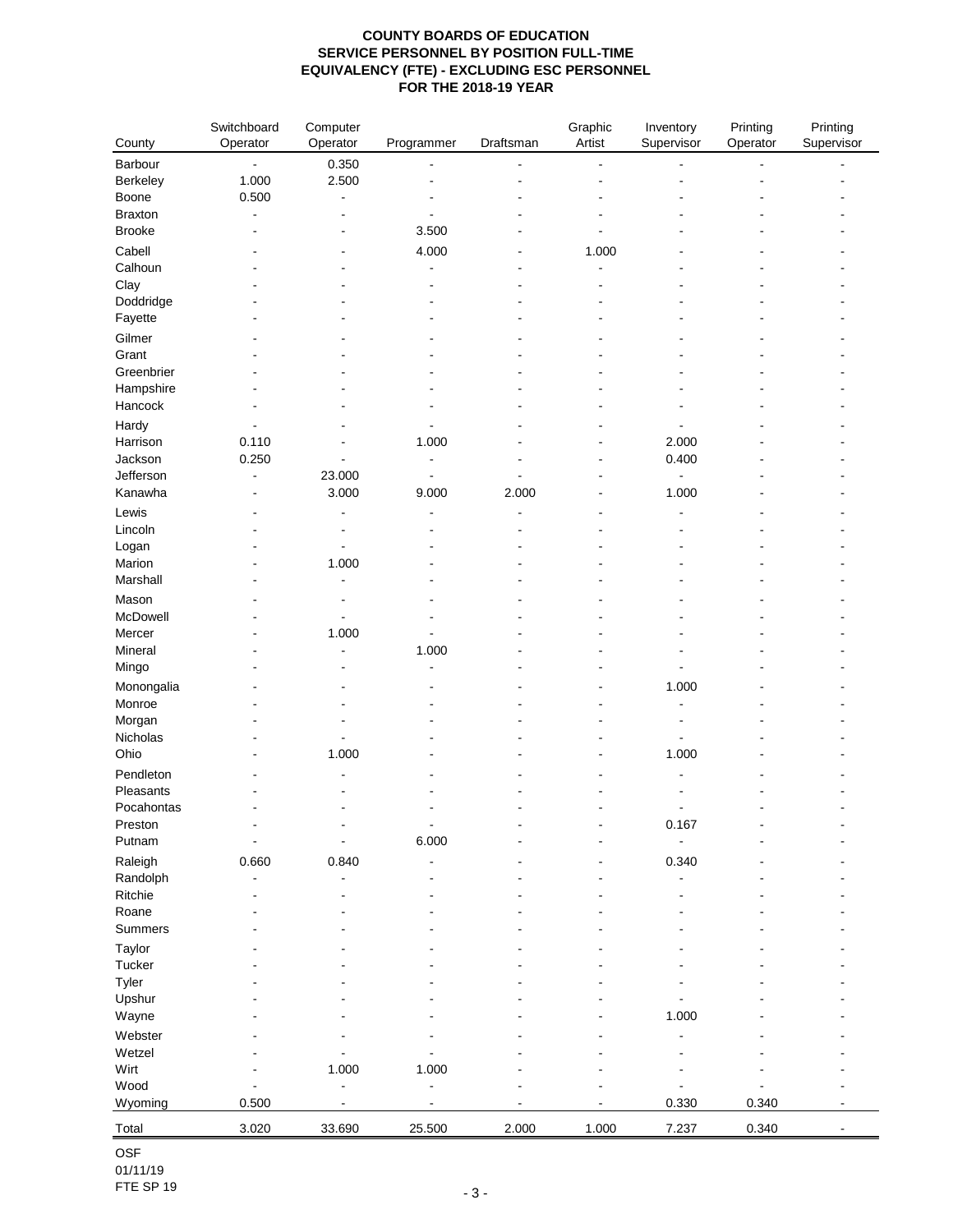**COUNTY BOARDS OF EDUCATION**
**SERVICE PERSONNEL BY POSITION FULL-TIME EQUIVALENCY (FTE) - EXCLUDING ESC PERSONNEL**
**FOR THE 2018-19 YEAR**

| County | Switchboard Operator | Computer Operator | Programmer | Draftsman | Graphic Artist | Inventory Supervisor | Printing Operator | Printing Supervisor |
|---|---|---|---|---|---|---|---|---|
| Barbour | - | 0.350 | - | - | - | - | - | - |
| Berkeley | 1.000 | 2.500 | - | - | - | - | - | - |
| Boone | 0.500 | - | - | - | - | - | - | - |
| Braxton | - | - | - | - | - | - | - | - |
| Brooke | - | - | 3.500 | - | - | - | - | - |
| Cabell | - | - | 4.000 | - | 1.000 | - | - | - |
| Calhoun | - | - | - | - | - | - | - | - |
| Clay | - | - | - | - | - | - | - | - |
| Doddridge | - | - | - | - | - | - | - | - |
| Fayette | - | - | - | - | - | - | - | - |
| Gilmer | - | - | - | - | - | - | - | - |
| Grant | - | - | - | - | - | - | - | - |
| Greenbrier | - | - | - | - | - | - | - | - |
| Hampshire | - | - | - | - | - | - | - | - |
| Hancock | - | - | - | - | - | - | - | - |
| Hardy | - | - | - | - | - | - | - | - |
| Harrison | 0.110 | - | 1.000 | - | - | 2.000 | - | - |
| Jackson | 0.250 | - | - | - | - | 0.400 | - | - |
| Jefferson | - | 23.000 | - | - | - | - | - | - |
| Kanawha | - | 3.000 | 9.000 | 2.000 | - | 1.000 | - | - |
| Lewis | - | - | - | - | - | - | - | - |
| Lincoln | - | - | - | - | - | - | - | - |
| Logan | - | - | - | - | - | - | - | - |
| Marion | - | 1.000 | - | - | - | - | - | - |
| Marshall | - | - | - | - | - | - | - | - |
| Mason | - | - | - | - | - | - | - | - |
| McDowell | - | - | - | - | - | - | - | - |
| Mercer | - | 1.000 | - | - | - | - | - | - |
| Mineral | - | - | 1.000 | - | - | - | - | - |
| Mingo | - | - | - | - | - | - | - | - |
| Monongalia | - | - | - | - | - | 1.000 | - | - |
| Monroe | - | - | - | - | - | - | - | - |
| Morgan | - | - | - | - | - | - | - | - |
| Nicholas | - | - | - | - | - | - | - | - |
| Ohio | - | 1.000 | - | - | - | 1.000 | - | - |
| Pendleton | - | - | - | - | - | - | - | - |
| Pleasants | - | - | - | - | - | - | - | - |
| Pocahontas | - | - | - | - | - | - | - | - |
| Preston | - | - | - | - | - | 0.167 | - | - |
| Putnam | - | - | 6.000 | - | - | - | - | - |
| Raleigh | 0.660 | 0.840 | - | - | - | 0.340 | - | - |
| Randolph | - | - | - | - | - | - | - | - |
| Ritchie | - | - | - | - | - | - | - | - |
| Roane | - | - | - | - | - | - | - | - |
| Summers | - | - | - | - | - | - | - | - |
| Taylor | - | - | - | - | - | - | - | - |
| Tucker | - | - | - | - | - | - | - | - |
| Tyler | - | - | - | - | - | - | - | - |
| Upshur | - | - | - | - | - | - | - | - |
| Wayne | - | - | - | - | - | 1.000 | - | - |
| Webster | - | - | - | - | - | - | - | - |
| Wetzel | - | - | - | - | - | - | - | - |
| Wirt | - | 1.000 | 1.000 | - | - | - | - | - |
| Wood | - | - | - | - | - | - | - | - |
| Wyoming | 0.500 | - | - | - | - | 0.330 | 0.340 | - |
| Total | 3.020 | 33.690 | 25.500 | 2.000 | 1.000 | 7.237 | 0.340 | - |

OSF
01/11/19
FTE SP 19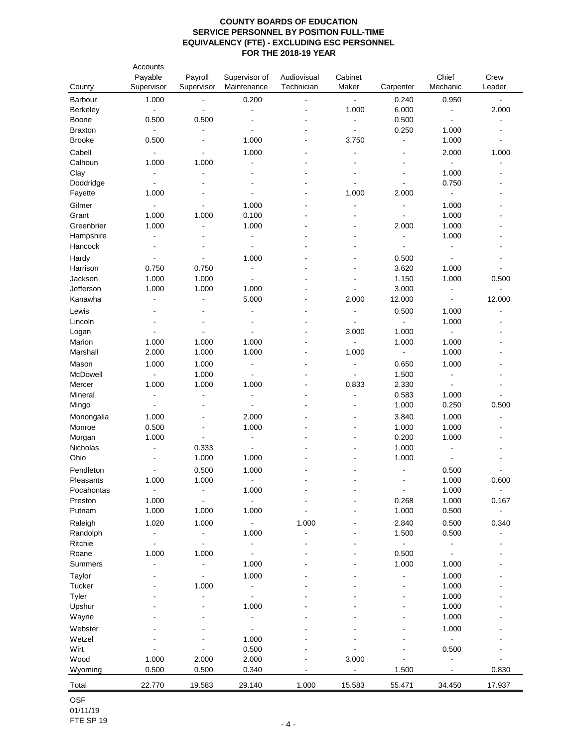# COUNTY BOARDS OF EDUCATION
## SERVICE PERSONNEL BY POSITION FULL-TIME EQUIVALENCY (FTE) - EXCLUDING ESC PERSONNEL
## FOR THE 2018-19 YEAR

| County | Accounts Payable Supervisor | Payroll Supervisor | Supervisor of Maintenance | Audiovisual Technician | Cabinet Maker | Carpenter | Chief Mechanic | Crew Leader |
|---|---|---|---|---|---|---|---|---|
| Barbour | 1.000 | - | 0.200 | - | - | 0.240 | 0.950 | - |
| Berkeley | - | - | - | - | 1.000 | 6.000 | - | 2.000 |
| Boone | 0.500 | 0.500 | - | - | - | 0.500 | - | - |
| Braxton | - | - | - | - | - | 0.250 | 1.000 | - |
| Brooke | 0.500 | - | 1.000 | - | 3.750 | - | 1.000 | - |
| Cabell | - | - | 1.000 | - | - | - | 2.000 | 1.000 |
| Calhoun | 1.000 | 1.000 | - | - | - | - | - | - |
| Clay | - | - | - | - | - | - | 1.000 | - |
| Doddridge | - | - | - | - | - | - | 0.750 | - |
| Fayette | 1.000 | - | - | - | 1.000 | 2.000 | - | - |
| Gilmer | - | - | 1.000 | - | - | - | 1.000 | - |
| Grant | 1.000 | 1.000 | 0.100 | - | - | - | 1.000 | - |
| Greenbrier | 1.000 | - | 1.000 | - | - | 2.000 | 1.000 | - |
| Hampshire | - | - | - | - | - | - | 1.000 | - |
| Hancock | - | - | - | - | - | - | - | - |
| Hardy | - | - | 1.000 | - | - | 0.500 | - | - |
| Harrison | 0.750 | 0.750 | - | - | - | 3.620 | 1.000 | - |
| Jackson | 1.000 | 1.000 | - | - | - | 1.150 | 1.000 | 0.500 |
| Jefferson | 1.000 | 1.000 | 1.000 | - | - | 3.000 | - | - |
| Kanawha | - | - | 5.000 | - | 2.000 | 12.000 | - | 12.000 |
| Lewis | - | - | - | - | - | 0.500 | 1.000 | - |
| Lincoln | - | - | - | - | - | - | 1.000 | - |
| Logan | - | - | - | - | 3.000 | 1.000 | - | - |
| Marion | 1.000 | 1.000 | 1.000 | - | - | 1.000 | 1.000 | - |
| Marshall | 2.000 | 1.000 | 1.000 | - | 1.000 | - | 1.000 | - |
| Mason | 1.000 | 1.000 | - | - | - | 0.650 | 1.000 | - |
| McDowell | - | 1.000 | - | - | - | 1.500 | - | - |
| Mercer | 1.000 | 1.000 | 1.000 | - | 0.833 | 2.330 | - | - |
| Mineral | - | - | - | - | - | 0.583 | 1.000 | - |
| Mingo | - | - | - | - | - | 1.000 | 0.250 | 0.500 |
| Monongalia | 1.000 | - | 2.000 | - | - | 3.840 | 1.000 | - |
| Monroe | 0.500 | - | 1.000 | - | - | 1.000 | 1.000 | - |
| Morgan | 1.000 | - | - | - | - | 0.200 | 1.000 | - |
| Nicholas | - | 0.333 | - | - | - | 1.000 | - | - |
| Ohio | - | 1.000 | 1.000 | - | - | 1.000 | - | - |
| Pendleton | - | 0.500 | 1.000 | - | - | - | 0.500 | - |
| Pleasants | 1.000 | 1.000 | - | - | - | - | 1.000 | 0.600 |
| Pocahontas | - | - | 1.000 | - | - | - | 1.000 | - |
| Preston | 1.000 | - | - | - | - | 0.268 | 1.000 | 0.167 |
| Putnam | 1.000 | 1.000 | 1.000 | - | - | 1.000 | 0.500 | - |
| Raleigh | 1.020 | 1.000 | - | 1.000 | - | 2.840 | 0.500 | 0.340 |
| Randolph | - | - | 1.000 | - | - | 1.500 | 0.500 | - |
| Ritchie | - | - | - | - | - | - | - | - |
| Roane | 1.000 | 1.000 | - | - | - | 0.500 | - | - |
| Summers | - | - | 1.000 | - | - | 1.000 | 1.000 | - |
| Taylor | - | - | 1.000 | - | - | - | 1.000 | - |
| Tucker | - | 1.000 | - | - | - | - | 1.000 | - |
| Tyler | - | - | - | - | - | - | 1.000 | - |
| Upshur | - | - | 1.000 | - | - | - | 1.000 | - |
| Wayne | - | - | - | - | - | - | 1.000 | - |
| Webster | - | - | - | - | - | - | 1.000 | - |
| Wetzel | - | - | 1.000 | - | - | - | - | - |
| Wirt | - | - | 0.500 | - | - | - | 0.500 | - |
| Wood | 1.000 | 2.000 | 2.000 | - | 3.000 | - | - | - |
| Wyoming | 0.500 | 0.500 | 0.340 | - | - | 1.500 | - | 0.830 |
| Total | 22.770 | 19.583 | 29.140 | 1.000 | 15.583 | 55.471 | 34.450 | 17.937 |

OSF
01/11/19
FTE SP 19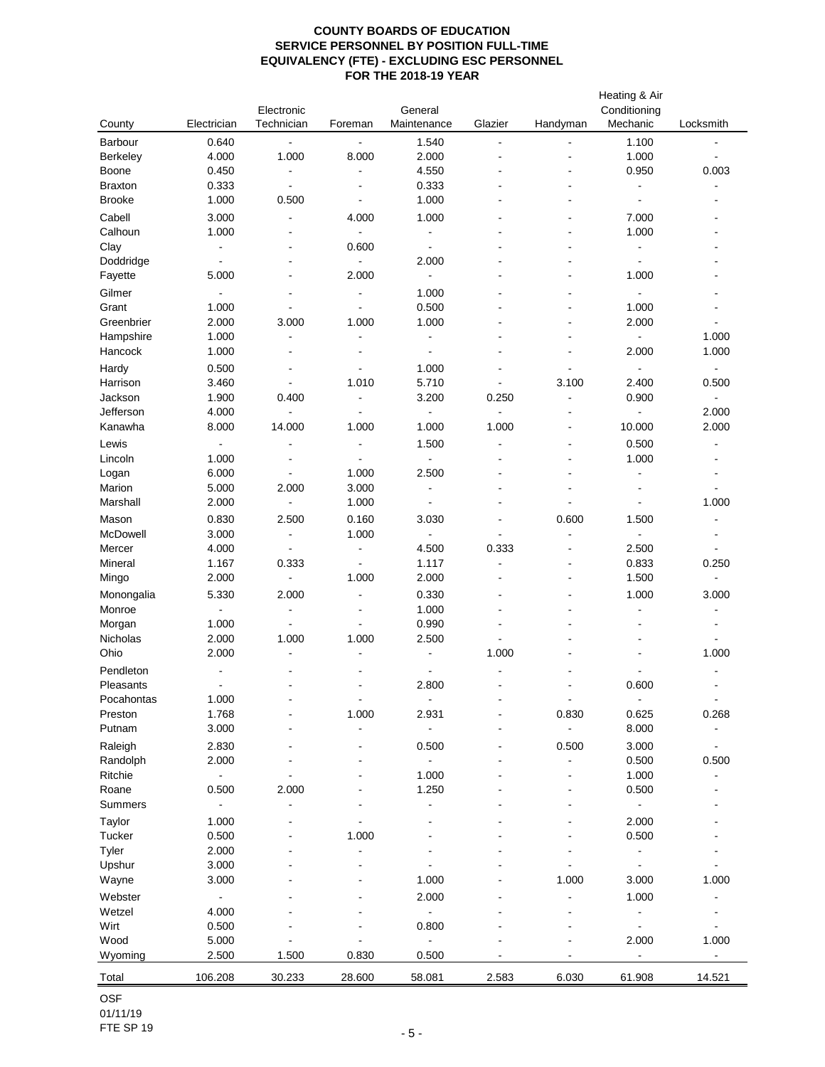# COUNTY BOARDS OF EDUCATION
## SERVICE PERSONNEL BY POSITION FULL-TIME EQUIVALENCY (FTE) - EXCLUDING ESC PERSONNEL
## FOR THE 2018-19 YEAR

| County | Electrician | Electronic Technician | Foreman | General Maintenance | Glazier | Handyman | Heating & Air Conditioning Mechanic | Locksmith |
|---|---|---|---|---|---|---|---|---|
| Barbour | 0.640 | - | - | 1.540 | - | - | 1.100 | - |
| Berkeley | 4.000 | 1.000 | 8.000 | 2.000 | - | - | 1.000 | - |
| Boone | 0.450 | - | - | 4.550 | - | - | 0.950 | 0.003 |
| Braxton | 0.333 | - | - | 0.333 | - | - | - | - |
| Brooke | 1.000 | 0.500 | - | 1.000 | - | - | - | - |
| Cabell | 3.000 | - | 4.000 | 1.000 | - | - | 7.000 | - |
| Calhoun | 1.000 | - | - | - | - | - | 1.000 | - |
| Clay | - | - | 0.600 | - | - | - | - | - |
| Doddridge | - | - | - | 2.000 | - | - | - | - |
| Fayette | 5.000 | - | 2.000 | - | - | - | 1.000 | - |
| Gilmer | - | - | - | 1.000 | - | - | - | - |
| Grant | 1.000 | - | - | 0.500 | - | - | 1.000 | - |
| Greenbrier | 2.000 | 3.000 | 1.000 | 1.000 | - | - | 2.000 | - |
| Hampshire | 1.000 | - | - | - | - | - | - | 1.000 |
| Hancock | 1.000 | - | - | - | - | - | 2.000 | 1.000 |
| Hardy | 0.500 | - | - | 1.000 | - | - | - | - |
| Harrison | 3.460 | - | 1.010 | 5.710 | - | 3.100 | 2.400 | 0.500 |
| Jackson | 1.900 | 0.400 | - | 3.200 | 0.250 | - | 0.900 | - |
| Jefferson | 4.000 | - | - | - | - | - | - | 2.000 |
| Kanawha | 8.000 | 14.000 | 1.000 | 1.000 | 1.000 | - | 10.000 | 2.000 |
| Lewis | - | - | - | 1.500 | - | - | 0.500 | - |
| Lincoln | 1.000 | - | - | - | - | - | 1.000 | - |
| Logan | 6.000 | - | 1.000 | 2.500 | - | - | - | - |
| Marion | 5.000 | 2.000 | 3.000 | - | - | - | - | - |
| Marshall | 2.000 | - | 1.000 | - | - | - | - | 1.000 |
| Mason | 0.830 | 2.500 | 0.160 | 3.030 | - | 0.600 | 1.500 | - |
| McDowell | 3.000 | - | 1.000 | - | - | - | - | - |
| Mercer | 4.000 | - | - | 4.500 | 0.333 | - | 2.500 | - |
| Mineral | 1.167 | 0.333 | - | 1.117 | - | - | 0.833 | 0.250 |
| Mingo | 2.000 | - | 1.000 | 2.000 | - | - | 1.500 | - |
| Monongalia | 5.330 | 2.000 | - | 0.330 | - | - | 1.000 | 3.000 |
| Monroe | - | - | - | 1.000 | - | - | - | - |
| Morgan | 1.000 | - | - | 0.990 | - | - | - | - |
| Nicholas | 2.000 | 1.000 | 1.000 | 2.500 | - | - | - | - |
| Ohio | 2.000 | - | - | - | 1.000 | - | - | 1.000 |
| Pendleton | - | - | - | - | - | - | - | - |
| Pleasants | - | - | - | 2.800 | - | - | 0.600 | - |
| Pocahontas | 1.000 | - | - | - | - | - | - | - |
| Preston | 1.768 | - | 1.000 | 2.931 | - | 0.830 | 0.625 | 0.268 |
| Putnam | 3.000 | - | - | - | - | - | 8.000 | - |
| Raleigh | 2.830 | - | - | 0.500 | - | 0.500 | 3.000 | - |
| Randolph | 2.000 | - | - | - | - | - | 0.500 | 0.500 |
| Ritchie | - | - | - | 1.000 | - | - | 1.000 | - |
| Roane | 0.500 | 2.000 | - | 1.250 | - | - | 0.500 | - |
| Summers | - | - | - | - | - | - | - | - |
| Taylor | 1.000 | - | - | - | - | - | 2.000 | - |
| Tucker | 0.500 | - | 1.000 | - | - | - | 0.500 | - |
| Tyler | 2.000 | - | - | - | - | - | - | - |
| Upshur | 3.000 | - | - | - | - | - | - | - |
| Wayne | 3.000 | - | - | 1.000 | - | 1.000 | 3.000 | 1.000 |
| Webster | - | - | - | 2.000 | - | - | 1.000 | - |
| Wetzel | 4.000 | - | - | - | - | - | - | - |
| Wirt | 0.500 | - | - | 0.800 | - | - | - | - |
| Wood | 5.000 | - | - | - | - | - | 2.000 | 1.000 |
| Wyoming | 2.500 | 1.500 | 0.830 | 0.500 | - | - | - | - |
| Total | 106.208 | 30.233 | 28.600 | 58.081 | 2.583 | 6.030 | 61.908 | 14.521 |

OSF
01/11/19
FTE SP 19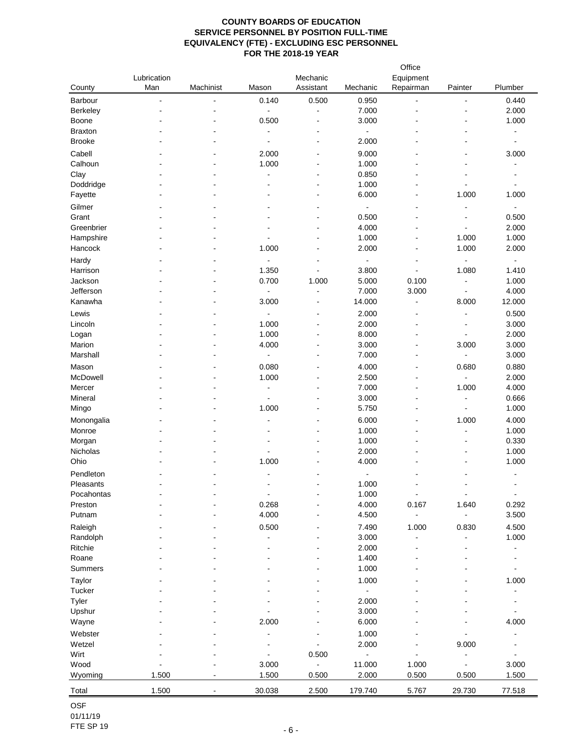**COUNTY BOARDS OF EDUCATION**
**SERVICE PERSONNEL BY POSITION FULL-TIME EQUIVALENCY (FTE) - EXCLUDING ESC PERSONNEL**
**FOR THE 2018-19 YEAR**

| County | Lubrication Man | Machinist | Mason | Mechanic Assistant | Mechanic | Office Equipment Repairman | Painter | Plumber |
|---|---|---|---|---|---|---|---|---|
| Barbour | - | - | 0.140 | 0.500 | 0.950 | - | - | 0.440 |
| Berkeley | - | - | - | - | 7.000 | - | - | 2.000 |
| Boone | - | - | 0.500 | - | 3.000 | - | - | 1.000 |
| Braxton | - | - | - | - | - | - | - | - |
| Brooke | - | - | - | - | 2.000 | - | - | - |
| Cabell | - | - | 2.000 | - | 9.000 | - | - | 3.000 |
| Calhoun | - | - | 1.000 | - | 1.000 | - | - | - |
| Clay | - | - | - | - | 0.850 | - | - | - |
| Doddridge | - | - | - | - | 1.000 | - | - | - |
| Fayette | - | - | - | - | 6.000 | - | 1.000 | 1.000 |
| Gilmer | - | - | - | - | - | - | - | - |
| Grant | - | - | - | - | 0.500 | - | - | 0.500 |
| Greenbrier | - | - | - | - | 4.000 | - | - | 2.000 |
| Hampshire | - | - | - | - | 1.000 | - | 1.000 | 1.000 |
| Hancock | - | - | 1.000 | - | 2.000 | - | 1.000 | 2.000 |
| Hardy | - | - | - | - | - | - | - | - |
| Harrison | - | - | 1.350 | - | 3.800 | - | 1.080 | 1.410 |
| Jackson | - | - | 0.700 | 1.000 | 5.000 | 0.100 | - | 1.000 |
| Jefferson | - | - | - | - | 7.000 | 3.000 | - | 4.000 |
| Kanawha | - | - | 3.000 | - | 14.000 | - | 8.000 | 12.000 |
| Lewis | - | - | - | - | 2.000 | - | - | 0.500 |
| Lincoln | - | - | 1.000 | - | 2.000 | - | - | 3.000 |
| Logan | - | - | 1.000 | - | 8.000 | - | - | 2.000 |
| Marion | - | - | 4.000 | - | 3.000 | - | 3.000 | 3.000 |
| Marshall | - | - | - | - | 7.000 | - | - | 3.000 |
| Mason | - | - | 0.080 | - | 4.000 | - | 0.680 | 0.880 |
| McDowell | - | - | 1.000 | - | 2.500 | - | - | 2.000 |
| Mercer | - | - | - | - | 7.000 | - | 1.000 | 4.000 |
| Mineral | - | - | - | - | 3.000 | - | - | 0.666 |
| Mingo | - | - | 1.000 | - | 5.750 | - | - | 1.000 |
| Monongalia | - | - | - | - | 6.000 | - | 1.000 | 4.000 |
| Monroe | - | - | - | - | 1.000 | - | - | 1.000 |
| Morgan | - | - | - | - | 1.000 | - | - | 0.330 |
| Nicholas | - | - | - | - | 2.000 | - | - | 1.000 |
| Ohio | - | - | 1.000 | - | 4.000 | - | - | 1.000 |
| Pendleton | - | - | - | - | - | - | - | - |
| Pleasants | - | - | - | - | 1.000 | - | - | - |
| Pocahontas | - | - | - | - | 1.000 | - | - | - |
| Preston | - | - | 0.268 | - | 4.000 | 0.167 | 1.640 | 0.292 |
| Putnam | - | - | 4.000 | - | 4.500 | - | - | 3.500 |
| Raleigh | - | - | 0.500 | - | 7.490 | 1.000 | 0.830 | 4.500 |
| Randolph | - | - | - | - | 3.000 | - | - | 1.000 |
| Ritchie | - | - | - | - | 2.000 | - | - | - |
| Roane | - | - | - | - | 1.400 | - | - | - |
| Summers | - | - | - | - | 1.000 | - | - | - |
| Taylor | - | - | - | - | 1.000 | - | - | 1.000 |
| Tucker | - | - | - | - | - | - | - | - |
| Tyler | - | - | - | - | 2.000 | - | - | - |
| Upshur | - | - | - | - | 3.000 | - | - | - |
| Wayne | - | - | 2.000 | - | 6.000 | - | - | 4.000 |
| Webster | - | - | - | - | 1.000 | - | - | - |
| Wetzel | - | - | - | - | 2.000 | - | 9.000 | - |
| Wirt | - | - | - | 0.500 | - | - | - | - |
| Wood | - | - | 3.000 | - | 11.000 | 1.000 | - | 3.000 |
| Wyoming | 1.500 | - | 1.500 | 0.500 | 2.000 | 0.500 | 0.500 | 1.500 |
| Total | 1.500 | - | 30.038 | 2.500 | 179.740 | 5.767 | 29.730 | 77.518 |

OSF
01/11/19
FTE SP 19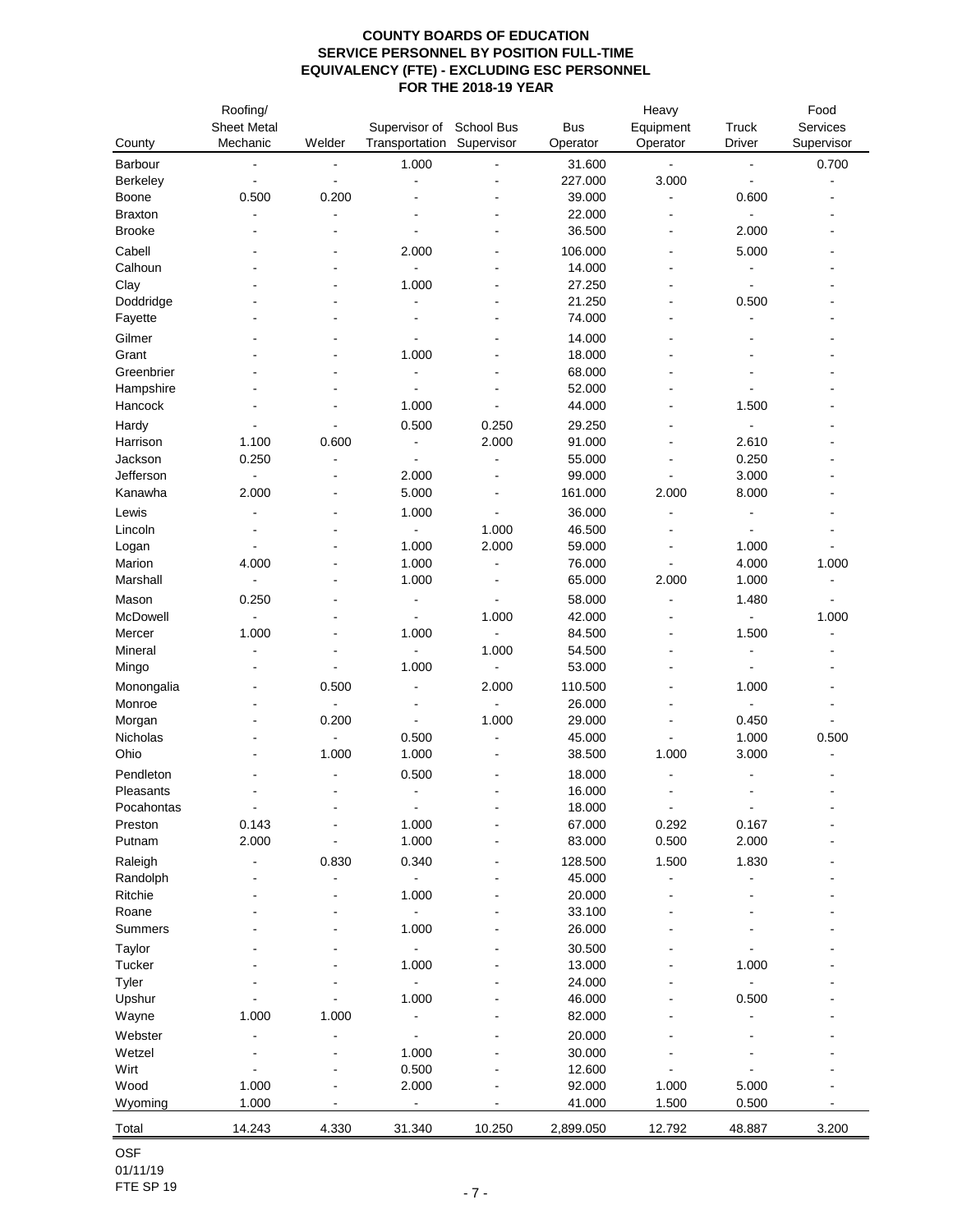# COUNTY BOARDS OF EDUCATION
## SERVICE PERSONNEL BY POSITION FULL-TIME EQUIVALENCY (FTE) - EXCLUDING ESC PERSONNEL
## FOR THE 2018-19 YEAR

| County | Roofing/ Sheet Metal Mechanic | Welder | Supervisor of Transportation | School Bus Supervisor | Bus Operator | Heavy Equipment Operator | Truck Driver | Food Services Supervisor |
|---|---|---|---|---|---|---|---|---|
| Barbour | - | - | 1.000 | - | 31.600 | - | - | 0.700 |
| Berkeley | - | - | - | - | 227.000 | 3.000 | - | - |
| Boone | 0.500 | 0.200 | - | - | 39.000 | - | 0.600 | - |
| Braxton | - | - | - | - | 22.000 | - | - | - |
| Brooke | - | - | - | - | 36.500 | - | 2.000 | - |
| Cabell | - | - | 2.000 | - | 106.000 | - | 5.000 | - |
| Calhoun | - | - | - | - | 14.000 | - | - | - |
| Clay | - | - | 1.000 | - | 27.250 | - | - | - |
| Doddridge | - | - | - | - | 21.250 | - | 0.500 | - |
| Fayette | - | - | - | - | 74.000 | - | - | - |
| Gilmer | - | - | - | - | 14.000 | - | - | - |
| Grant | - | - | 1.000 | - | 18.000 | - | - | - |
| Greenbrier | - | - | - | - | 68.000 | - | - | - |
| Hampshire | - | - | - | - | 52.000 | - | - | - |
| Hancock | - | - | 1.000 | - | 44.000 | - | 1.500 | - |
| Hardy | - | - | 0.500 | 0.250 | 29.250 | - | - | - |
| Harrison | 1.100 | 0.600 | - | 2.000 | 91.000 | - | 2.610 | - |
| Jackson | 0.250 | - | - | - | 55.000 | - | 0.250 | - |
| Jefferson | - | - | 2.000 | - | 99.000 | - | 3.000 | - |
| Kanawha | 2.000 | - | 5.000 | - | 161.000 | 2.000 | 8.000 | - |
| Lewis | - | - | 1.000 | - | 36.000 | - | - | - |
| Lincoln | - | - | - | 1.000 | 46.500 | - | - | - |
| Logan | - | - | 1.000 | 2.000 | 59.000 | - | 1.000 | - |
| Marion | 4.000 | - | 1.000 | - | 76.000 | - | 4.000 | 1.000 |
| Marshall | - | - | 1.000 | - | 65.000 | 2.000 | 1.000 | - |
| Mason | 0.250 | - | - | - | 58.000 | - | 1.480 | - |
| McDowell | - | - | - | 1.000 | 42.000 | - | - | 1.000 |
| Mercer | 1.000 | - | 1.000 | - | 84.500 | - | 1.500 | - |
| Mineral | - | - | - | 1.000 | 54.500 | - | - | - |
| Mingo | - | - | 1.000 | - | 53.000 | - | - | - |
| Monongalia | - | 0.500 | - | 2.000 | 110.500 | - | 1.000 | - |
| Monroe | - | - | - | - | 26.000 | - | - | - |
| Morgan | - | 0.200 | - | 1.000 | 29.000 | - | 0.450 | - |
| Nicholas | - | - | 0.500 | - | 45.000 | - | 1.000 | 0.500 |
| Ohio | - | 1.000 | 1.000 | - | 38.500 | 1.000 | 3.000 | - |
| Pendleton | - | - | 0.500 | - | 18.000 | - | - | - |
| Pleasants | - | - | - | - | 16.000 | - | - | - |
| Pocahontas | - | - | - | - | 18.000 | - | - | - |
| Preston | 0.143 | - | 1.000 | - | 67.000 | 0.292 | 0.167 | - |
| Putnam | 2.000 | - | 1.000 | - | 83.000 | 0.500 | 2.000 | - |
| Raleigh | - | 0.830 | 0.340 | - | 128.500 | 1.500 | 1.830 | - |
| Randolph | - | - | - | - | 45.000 | - | - | - |
| Ritchie | - | - | 1.000 | - | 20.000 | - | - | - |
| Roane | - | - | - | - | 33.100 | - | - | - |
| Summers | - | - | 1.000 | - | 26.000 | - | - | - |
| Taylor | - | - | - | - | 30.500 | - | - | - |
| Tucker | - | - | 1.000 | - | 13.000 | - | 1.000 | - |
| Tyler | - | - | - | - | 24.000 | - | - | - |
| Upshur | - | - | 1.000 | - | 46.000 | - | 0.500 | - |
| Wayne | 1.000 | 1.000 | - | - | 82.000 | - | - | - |
| Webster | - | - | - | - | 20.000 | - | - | - |
| Wetzel | - | - | 1.000 | - | 30.000 | - | - | - |
| Wirt | - | - | 0.500 | - | 12.600 | - | - | - |
| Wood | 1.000 | - | 2.000 | - | 92.000 | 1.000 | 5.000 | - |
| Wyoming | 1.000 | - | - | - | 41.000 | 1.500 | 0.500 | - |
| Total | 14.243 | 4.330 | 31.340 | 10.250 | 2,899.050 | 12.792 | 48.887 | 3.200 |

OSF
01/11/19
FTE SP 19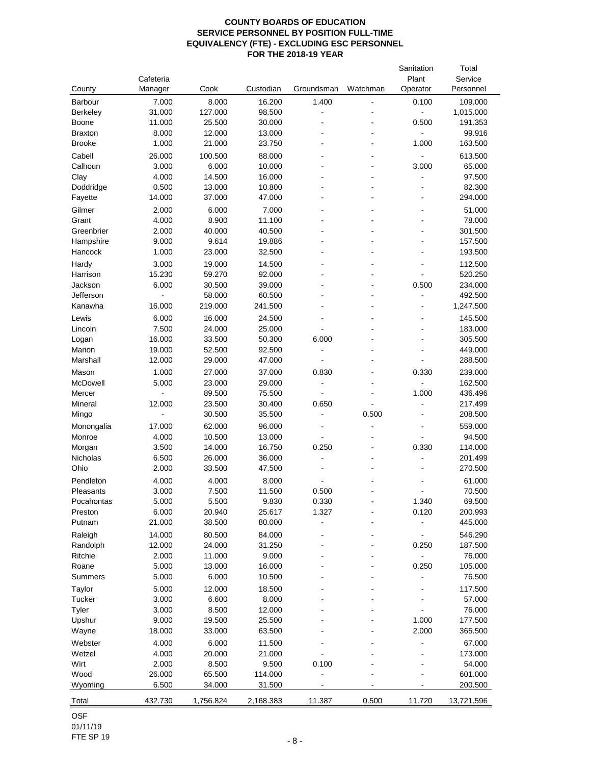**COUNTY BOARDS OF EDUCATION**
**SERVICE PERSONNEL BY POSITION FULL-TIME EQUIVALENCY (FTE) - EXCLUDING ESC PERSONNEL**
**FOR THE 2018-19 YEAR**

| County | Cafeteria Manager | Cook | Custodian | Groundsman | Watchman | Sanitation Plant Operator | Total Service Personnel |
|---|---|---|---|---|---|---|---|
| Barbour | 7.000 | 8.000 | 16.200 | 1.400 | - | 0.100 | 109.000 |
| Berkeley | 31.000 | 127.000 | 98.500 | - | - | - | 1,015.000 |
| Boone | 11.000 | 25.500 | 30.000 | - | - | 0.500 | 191.353 |
| Braxton | 8.000 | 12.000 | 13.000 | - | - | - | 99.916 |
| Brooke | 1.000 | 21.000 | 23.750 | - | - | 1.000 | 163.500 |
| Cabell | 26.000 | 100.500 | 88.000 | - | - | - | 613.500 |
| Calhoun | 3.000 | 6.000 | 10.000 | - | - | 3.000 | 65.000 |
| Clay | 4.000 | 14.500 | 16.000 | - | - | - | 97.500 |
| Doddridge | 0.500 | 13.000 | 10.800 | - | - | - | 82.300 |
| Fayette | 14.000 | 37.000 | 47.000 | - | - | - | 294.000 |
| Gilmer | 2.000 | 6.000 | 7.000 | - | - | - | 51.000 |
| Grant | 4.000 | 8.900 | 11.100 | - | - | - | 78.000 |
| Greenbrier | 2.000 | 40.000 | 40.500 | - | - | - | 301.500 |
| Hampshire | 9.000 | 9.614 | 19.886 | - | - | - | 157.500 |
| Hancock | 1.000 | 23.000 | 32.500 | - | - | - | 193.500 |
| Hardy | 3.000 | 19.000 | 14.500 | - | - | - | 112.500 |
| Harrison | 15.230 | 59.270 | 92.000 | - | - | - | 520.250 |
| Jackson | 6.000 | 30.500 | 39.000 | - | - | 0.500 | 234.000 |
| Jefferson | - | 58.000 | 60.500 | - | - | - | 492.500 |
| Kanawha | 16.000 | 219.000 | 241.500 | - | - | - | 1,247.500 |
| Lewis | 6.000 | 16.000 | 24.500 | - | - | - | 145.500 |
| Lincoln | 7.500 | 24.000 | 25.000 | - | - | - | 183.000 |
| Logan | 16.000 | 33.500 | 50.300 | 6.000 | - | - | 305.500 |
| Marion | 19.000 | 52.500 | 92.500 | - | - | - | 449.000 |
| Marshall | 12.000 | 29.000 | 47.000 | - | - | - | 288.500 |
| Mason | 1.000 | 27.000 | 37.000 | 0.830 | - | 0.330 | 239.000 |
| McDowell | 5.000 | 23.000 | 29.000 | - | - | - | 162.500 |
| Mercer | - | 89.500 | 75.500 | - | - | 1.000 | 436.496 |
| Mineral | 12.000 | 23.500 | 30.400 | 0.650 | - | - | 217.499 |
| Mingo | - | 30.500 | 35.500 | - | 0.500 | - | 208.500 |
| Monongalia | 17.000 | 62.000 | 96.000 | - | - | - | 559.000 |
| Monroe | 4.000 | 10.500 | 13.000 | - | - | - | 94.500 |
| Morgan | 3.500 | 14.000 | 16.750 | 0.250 | - | 0.330 | 114.000 |
| Nicholas | 6.500 | 26.000 | 36.000 | - | - | - | 201.499 |
| Ohio | 2.000 | 33.500 | 47.500 | - | - | - | 270.500 |
| Pendleton | 4.000 | 4.000 | 8.000 | - | - | - | 61.000 |
| Pleasants | 3.000 | 7.500 | 11.500 | 0.500 | - | - | 70.500 |
| Pocahontas | 5.000 | 5.500 | 9.830 | 0.330 | - | 1.340 | 69.500 |
| Preston | 6.000 | 20.940 | 25.617 | 1.327 | - | 0.120 | 200.993 |
| Putnam | 21.000 | 38.500 | 80.000 | - | - | - | 445.000 |
| Raleigh | 14.000 | 80.500 | 84.000 | - | - | - | 546.290 |
| Randolph | 12.000 | 24.000 | 31.250 | - | - | 0.250 | 187.500 |
| Ritchie | 2.000 | 11.000 | 9.000 | - | - | - | 76.000 |
| Roane | 5.000 | 13.000 | 16.000 | - | - | 0.250 | 105.000 |
| Summers | 5.000 | 6.000 | 10.500 | - | - | - | 76.500 |
| Taylor | 5.000 | 12.000 | 18.500 | - | - | - | 117.500 |
| Tucker | 3.000 | 6.600 | 8.000 | - | - | - | 57.000 |
| Tyler | 3.000 | 8.500 | 12.000 | - | - | - | 76.000 |
| Upshur | 9.000 | 19.500 | 25.500 | - | - | 1.000 | 177.500 |
| Wayne | 18.000 | 33.000 | 63.500 | - | - | 2.000 | 365.500 |
| Webster | 4.000 | 6.000 | 11.500 | - | - | - | 67.000 |
| Wetzel | 4.000 | 20.000 | 21.000 | - | - | - | 173.000 |
| Wirt | 2.000 | 8.500 | 9.500 | 0.100 | - | - | 54.000 |
| Wood | 26.000 | 65.500 | 114.000 | - | - | - | 601.000 |
| Wyoming | 6.500 | 34.000 | 31.500 | - | - | - | 200.500 |
| Total | 432.730 | 1,756.824 | 2,168.383 | 11.387 | 0.500 | 11.720 | 13,721.596 |

OSF
01/11/19
FTE SP 19